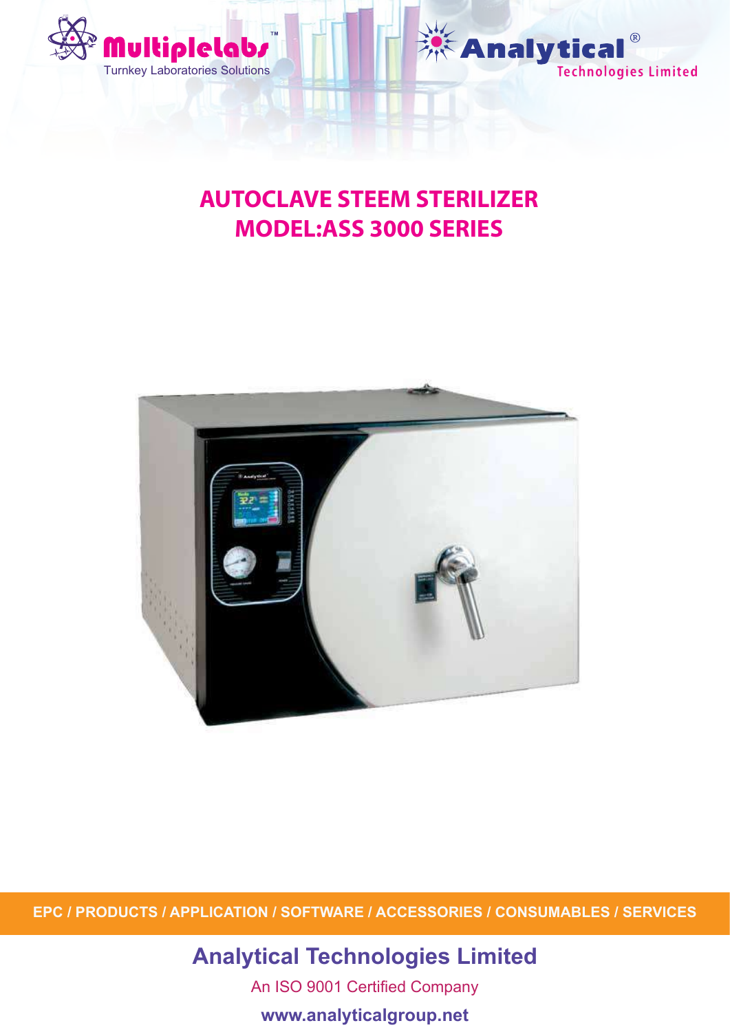Multiplelabs™
Turnkey Laboratories Solutions

Analytical®
Technologies Limited

# AUTOCLAVE STEEM STERILIZER
# MODEL:ASS 3000 SERIES

EPC / PRODUCTS / APPLICATION / SOFTWARE / ACCESSORIES / CONSUMABLES / SERVICES

## Analytical Technologies Limited

An ISO 9001 Certified Company

**www.analyticalgroup.net**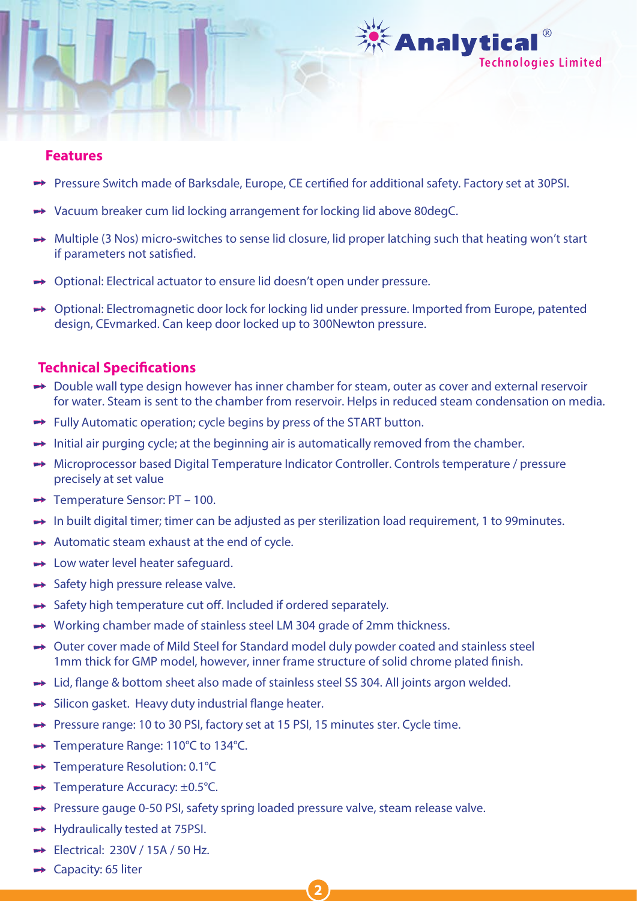## Features

- Pressure Switch made of Barksdale, Europe, CE certified for additional safety. Factory set at 30PSI.
- Vacuum breaker cum lid locking arrangement for locking lid above 80degC.
- Multiple (3 Nos) micro-switches to sense lid closure, lid proper latching such that heating won't start if parameters not satisfied.
- Optional: Electrical actuator to ensure lid doesn't open under pressure.
- Optional: Electromagnetic door lock for locking lid under pressure. Imported from Europe, patented design, CEvmarked. Can keep door locked up to 300Newton pressure.

## Technical Specifications

- Double wall type design however has inner chamber for steam, outer as cover and external reservoir for water. Steam is sent to the chamber from reservoir. Helps in reduced steam condensation on media.
- Fully Automatic operation; cycle begins by press of the START button.
- Initial air purging cycle; at the beginning air is automatically removed from the chamber.
- Microprocessor based Digital Temperature Indicator Controller. Controls temperature / pressure precisely at set value
- Temperature Sensor: PT – 100.
- In built digital timer; timer can be adjusted as per sterilization load requirement, 1 to 99minutes.
- Automatic steam exhaust at the end of cycle.
- Low water level heater safeguard.
- Safety high pressure release valve.
- Safety high temperature cut off. Included if ordered separately.
- Working chamber made of stainless steel LM 304 grade of 2mm thickness.
- Outer cover made of Mild Steel for Standard model duly powder coated and stainless steel 1mm thick for GMP model, however, inner frame structure of solid chrome plated finish.
- Lid, flange & bottom sheet also made of stainless steel SS 304. All joints argon welded.
- Silicon gasket. Heavy duty industrial flange heater.
- Pressure range: 10 to 30 PSI, factory set at 15 PSI, 15 minutes ster. Cycle time.
- Temperature Range: 110°C to 134°C.
- Temperature Resolution: 0.1°C
- Temperature Accuracy: ±0.5°C.
- Pressure gauge 0-50 PSI, safety spring loaded pressure valve, steam release valve.
- Hydraulically tested at 75PSI.
- Electrical: 230V / 15A / 50 Hz.
- Capacity: 65 liter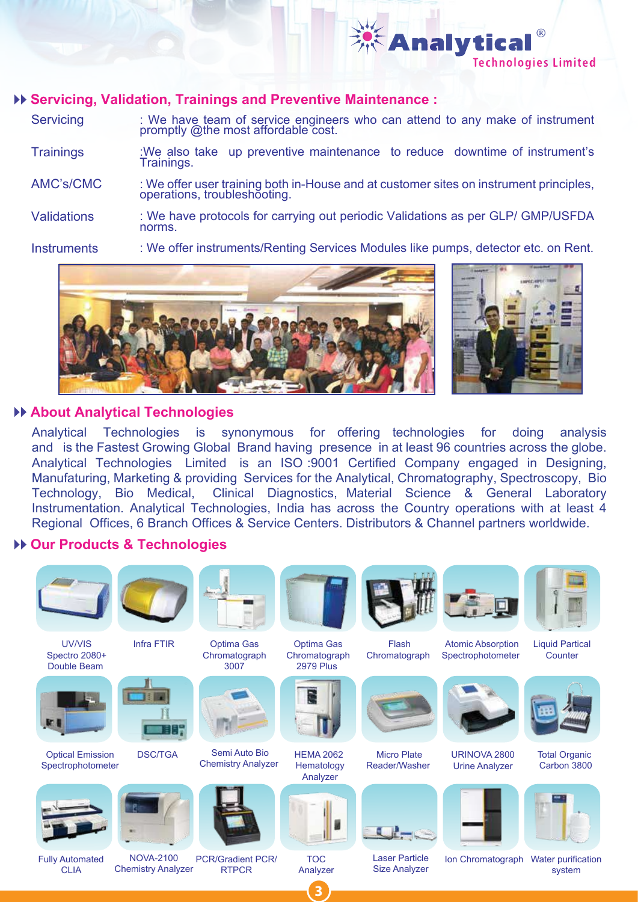## Servicing, Validation, Trainings and Preventive Maintenance :

| | |
|---|---|
| Servicing | : We have team of service engineers who can attend to any make of instrument promptly @the most affordable cost. |
| Trainings | :We also take up preventive maintenance to reduce downtime of instrument's Trainings. |
| AMC's/CMC | : We offer user training both in-House and at customer sites on instrument principles, operations, troubleshooting. |
| Validations | : We have protocols for carrying out periodic Validations as per GLP/ GMP/USFDA norms. |
| Instruments | : We offer instruments/Renting Services Modules like pumps, detector etc. on Rent. |

## About Analytical Technologies

Analytical Technologies is synonymous for offering technologies for doing analysis and is the Fastest Growing Global Brand having presence in at least 96 countries across the globe. Analytical Technologies Limited is an ISO :9001 Certified Company engaged in Designing, Manufaturing, Marketing & providing Services for the Analytical, Chromatography, Spectroscopy, Bio Technology, Bio Medical, Clinical Diagnostics, Material Science & General Laboratory Instrumentation. Analytical Technologies, India has across the Country operations with at least 4 Regional Offices, 6 Branch Offices & Service Centers. Distributors & Channel partners worldwide.

## Our Products & Technologies

- UV/VIS Spectro 2080+ Double Beam
- Infra FTIR
- Optima Gas Chromatograph 3007
- Optima Gas Chromatograph 2979 Plus
- Flash Chromatograph
- Atomic Absorption Spectrophotometer
- Liquid Partical Counter
- Optical Emission Spectrophotometer
- DSC/TGA
- Semi Auto Bio Chemistry Analyzer
- HEMA 2062 Hematology Analyzer
- Micro Plate Reader/Washer
- URINOVA 2800 Urine Analyzer
- Total Organic Carbon 3800
- Fully Automated CLIA
- NOVA-2100 Chemistry Analyzer
- PCR/Gradient PCR/ RTPCR
- TOC Analyzer
- Laser Particle Size Analyzer
- Ion Chromatograph
- Water purification system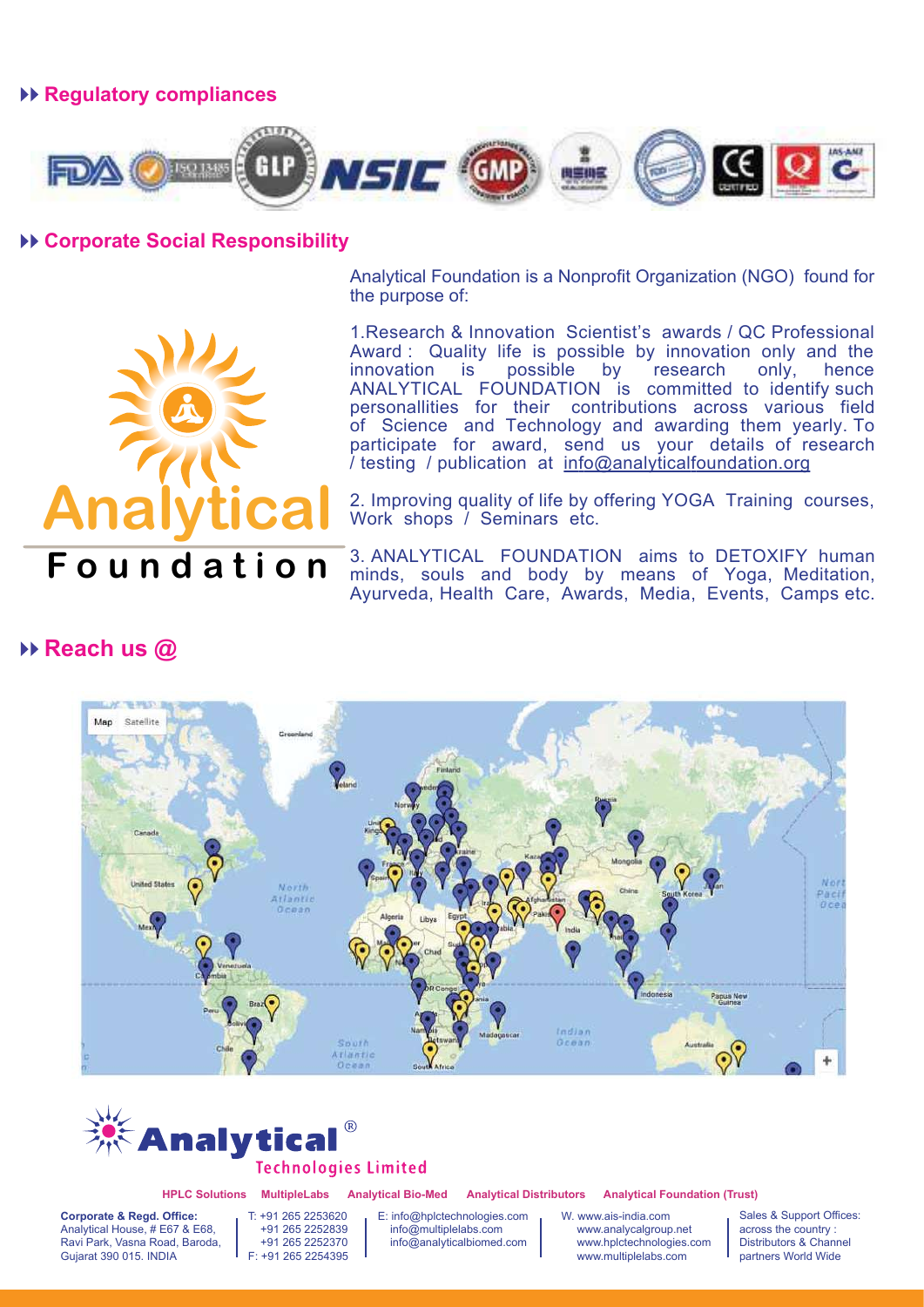## ▸▸ Regulatory compliances

## ▸▸ Corporate Social Responsibility

Analytical Foundation

Analytical Foundation is a Nonprofit Organization (NGO) found for the purpose of:

1. Research & Innovation Scientist's awards / QC Professional Award : Quality life is possible by innovation only and the innovation is possible by research only, hence ANALYTICAL FOUNDATION is committed to identify such personallities for their contributions across various field of Science and Technology and awarding them yearly. To participate for award, send us your details of research / testing / publication at info@analyticalfoundation.org

2. Improving quality of life by offering YOGA Training courses, Work shops / Seminars etc.

3. ANALYTICAL FOUNDATION aims to DETOXIFY human minds, souls and body by means of Yoga, Meditation, Ayurveda, Health Care, Awards, Media, Events, Camps etc.

## ▸▸ Reach us @

**Analytical® Technologies Limited**

**HPLC Solutions** | **MultipleLabs** | **Analytical Bio-Med** | **Analytical Distributors** | **Analytical Foundation (Trust)**

**Corporate & Regd. Office:**
Analytical House, # E67 & E68,
Ravi Park, Vasna Road, Baroda,
Gujarat 390 015. INDIA

T: +91 265 2253620
+91 265 2252839
+91 265 2252370
F: +91 265 2254395

E: info@hplctechnologies.com
info@multiplelabs.com
info@analyticalbiomed.com

W. www.ais-india.com
www.analycalgroup.net
www.hplctechnologies.com
www.multiplelabs.com

Sales & Support Offices:
across the country :
Distributors & Channel
partners World Wide